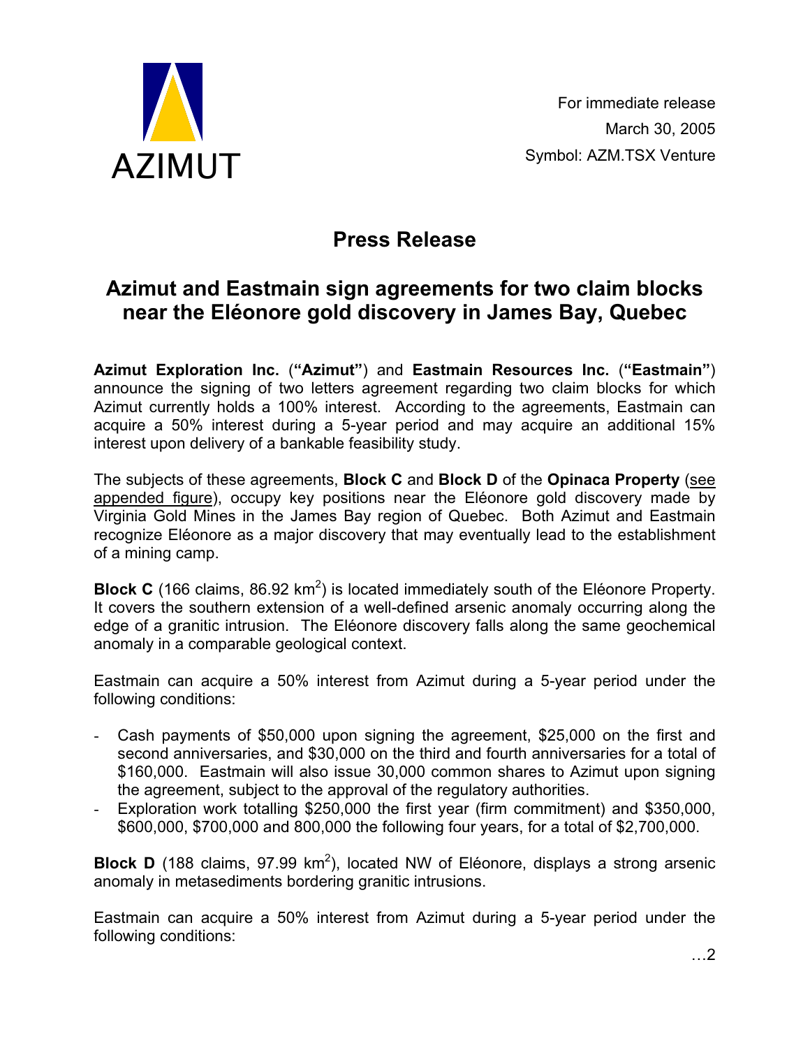AZIMUT

For immediate release
March 30, 2005
Symbol: AZM.TSX Venture

# Press Release

## Azimut and Eastmain sign agreements for two claim blocks near the Eléonore gold discovery in James Bay, Quebec

**Azimut Exploration Inc.** (**"Azimut"**) and **Eastmain Resources Inc.** (**"Eastmain"**) announce the signing of two letters agreement regarding two claim blocks for which Azimut currently holds a 100% interest. According to the agreements, Eastmain can acquire a 50% interest during a 5-year period and may acquire an additional 15% interest upon delivery of a bankable feasibility study.

The subjects of these agreements, **Block C** and **Block D** of the **Opinaca Property** (see appended figure), occupy key positions near the Eléonore gold discovery made by Virginia Gold Mines in the James Bay region of Quebec. Both Azimut and Eastmain recognize Eléonore as a major discovery that may eventually lead to the establishment of a mining camp.

**Block C** (166 claims, 86.92 km$^2$) is located immediately south of the Eléonore Property. It covers the southern extension of a well-defined arsenic anomaly occurring along the edge of a granitic intrusion. The Eléonore discovery falls along the same geochemical anomaly in a comparable geological context.

Eastmain can acquire a 50% interest from Azimut during a 5-year period under the following conditions:

- Cash payments of $50,000 upon signing the agreement, $25,000 on the first and second anniversaries, and $30,000 on the third and fourth anniversaries for a total of $160,000. Eastmain will also issue 30,000 common shares to Azimut upon signing the agreement, subject to the approval of the regulatory authorities.
- Exploration work totalling $250,000 the first year (firm commitment) and $350,000, $600,000, $700,000 and 800,000 the following four years, for a total of $2,700,000.

**Block D** (188 claims, 97.99 km$^2$), located NW of Eléonore, displays a strong arsenic anomaly in metasediments bordering granitic intrusions.

Eastmain can acquire a 50% interest from Azimut during a 5-year period under the following conditions: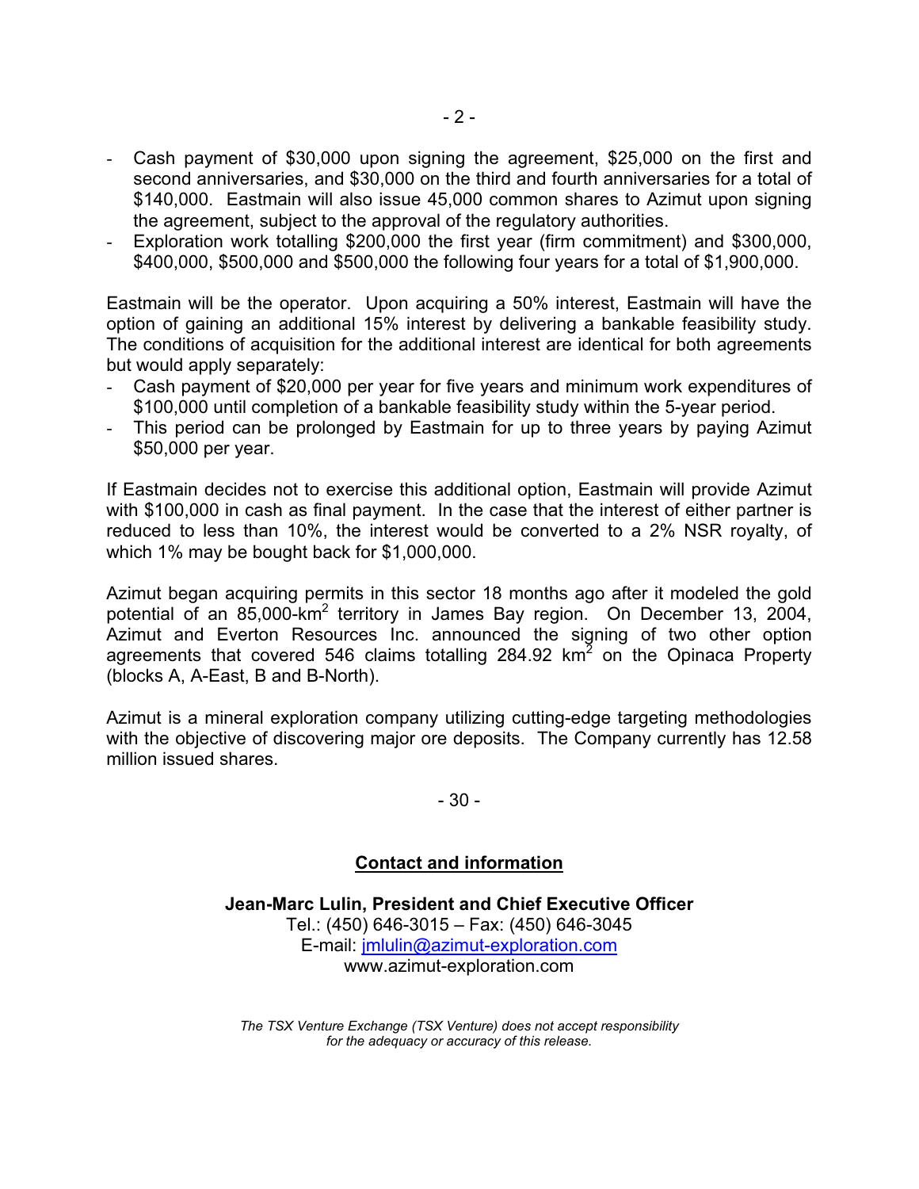- Cash payment of $30,000 upon signing the agreement, $25,000 on the first and second anniversaries, and $30,000 on the third and fourth anniversaries for a total of $140,000. Eastmain will also issue 45,000 common shares to Azimut upon signing the agreement, subject to the approval of the regulatory authorities.
- Exploration work totalling $200,000 the first year (firm commitment) and $300,000, $400,000, $500,000 and $500,000 the following four years for a total of $1,900,000.

Eastmain will be the operator. Upon acquiring a 50% interest, Eastmain will have the option of gaining an additional 15% interest by delivering a bankable feasibility study. The conditions of acquisition for the additional interest are identical for both agreements but would apply separately:

- Cash payment of $20,000 per year for five years and minimum work expenditures of $100,000 until completion of a bankable feasibility study within the 5-year period.
- This period can be prolonged by Eastmain for up to three years by paying Azimut $50,000 per year.

If Eastmain decides not to exercise this additional option, Eastmain will provide Azimut with $100,000 in cash as final payment. In the case that the interest of either partner is reduced to less than 10%, the interest would be converted to a 2% NSR royalty, of which 1% may be bought back for $1,000,000.

Azimut began acquiring permits in this sector 18 months ago after it modeled the gold potential of an 85,000-$km^2$ territory in James Bay region. On December 13, 2004, Azimut and Everton Resources Inc. announced the signing of two other option agreements that covered 546 claims totalling 284.92 $km^2$ on the Opinaca Property (blocks A, A-East, B and B-North).

Azimut is a mineral exploration company utilizing cutting-edge targeting methodologies with the objective of discovering major ore deposits. The Company currently has 12.58 million issued shares.

- 30 -

## Contact and information

**Jean-Marc Lulin, President and Chief Executive Officer**
Tel.: (450) 646-3015 – Fax: (450) 646-3045
E-mail: jmlulin@azimut-exploration.com
www.azimut-exploration.com

*The TSX Venture Exchange (TSX Venture) does not accept responsibility for the adequacy or accuracy of this release.*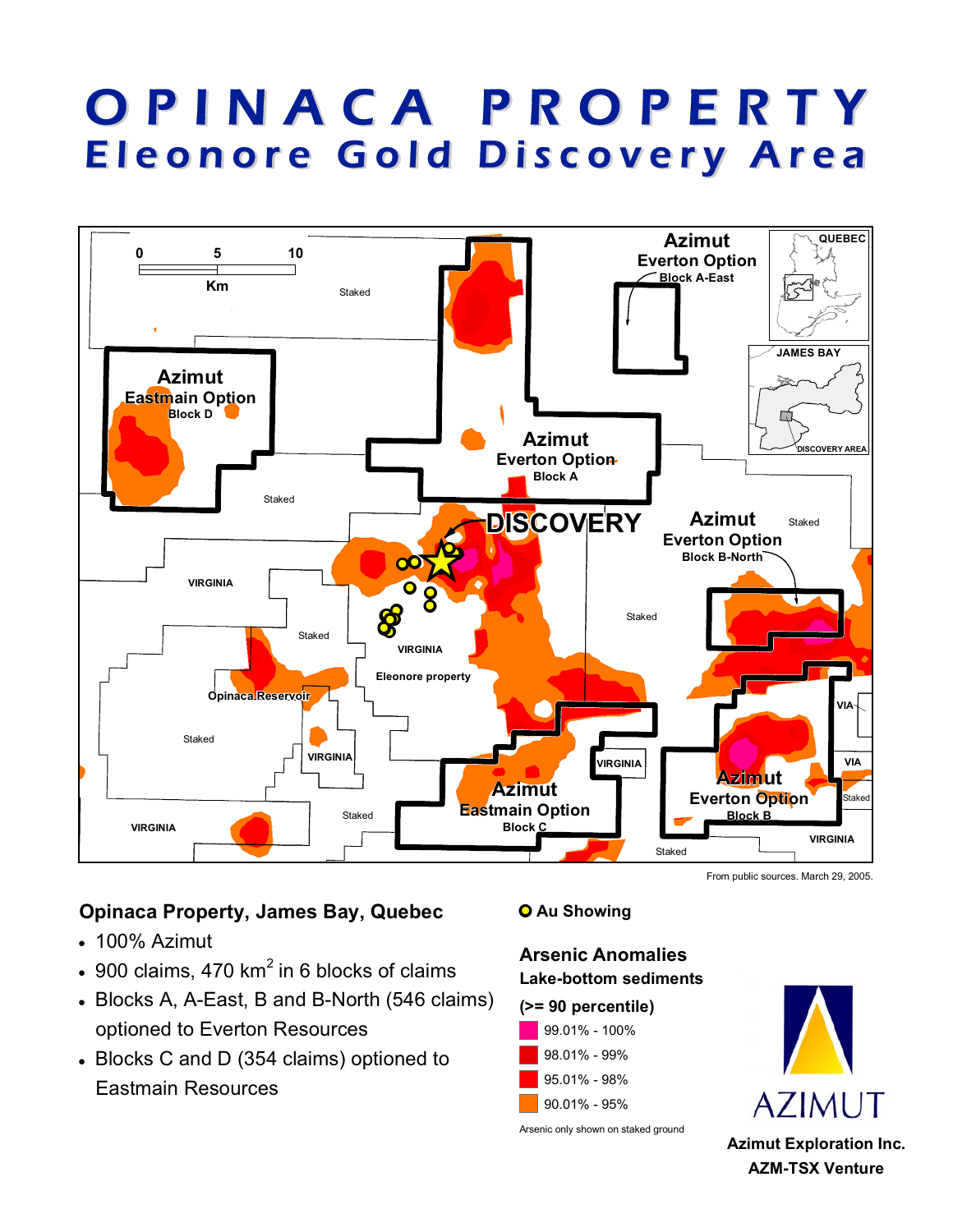# OPINACA PROPERTY
## Eleonore Gold Discovery Area

0 5 10
Km

Azimut
Eastmain Option
Block D

Azimut
Everton Option
Block A-East

Azimut
Everton Option
Block A

DISCOVERY

Azimut
Everton Option
Block B-North

QUEBEC

JAMES BAY

DISCOVERY AREA

Staked

VIRGINIA

Opinaca Reservoir

Eleonore property

VIA

Azimut
Eastmain Option
Block C

Azimut
Everton Option
Block B

From public sources. March 29, 2005.

### Opinaca Property, James Bay, Quebec

- 100% Azimut
- 900 claims, 470 km$^2$ in 6 blocks of claims
- Blocks A, A-East, B and B-North (546 claims) optioned to Everton Resources
- Blocks C and D (354 claims) optioned to Eastmain Resources

Au Showing

**Arsenic Anomalies**
**Lake-bottom sediments**
**(>= 90 percentile)**

- 99.01% - 100%
- 98.01% - 99%
- 95.01% - 98%
- 90.01% - 95%

Arsenic only shown on staked ground

AZIMUT

**Azimut Exploration Inc.**
**AZM-TSX Venture**